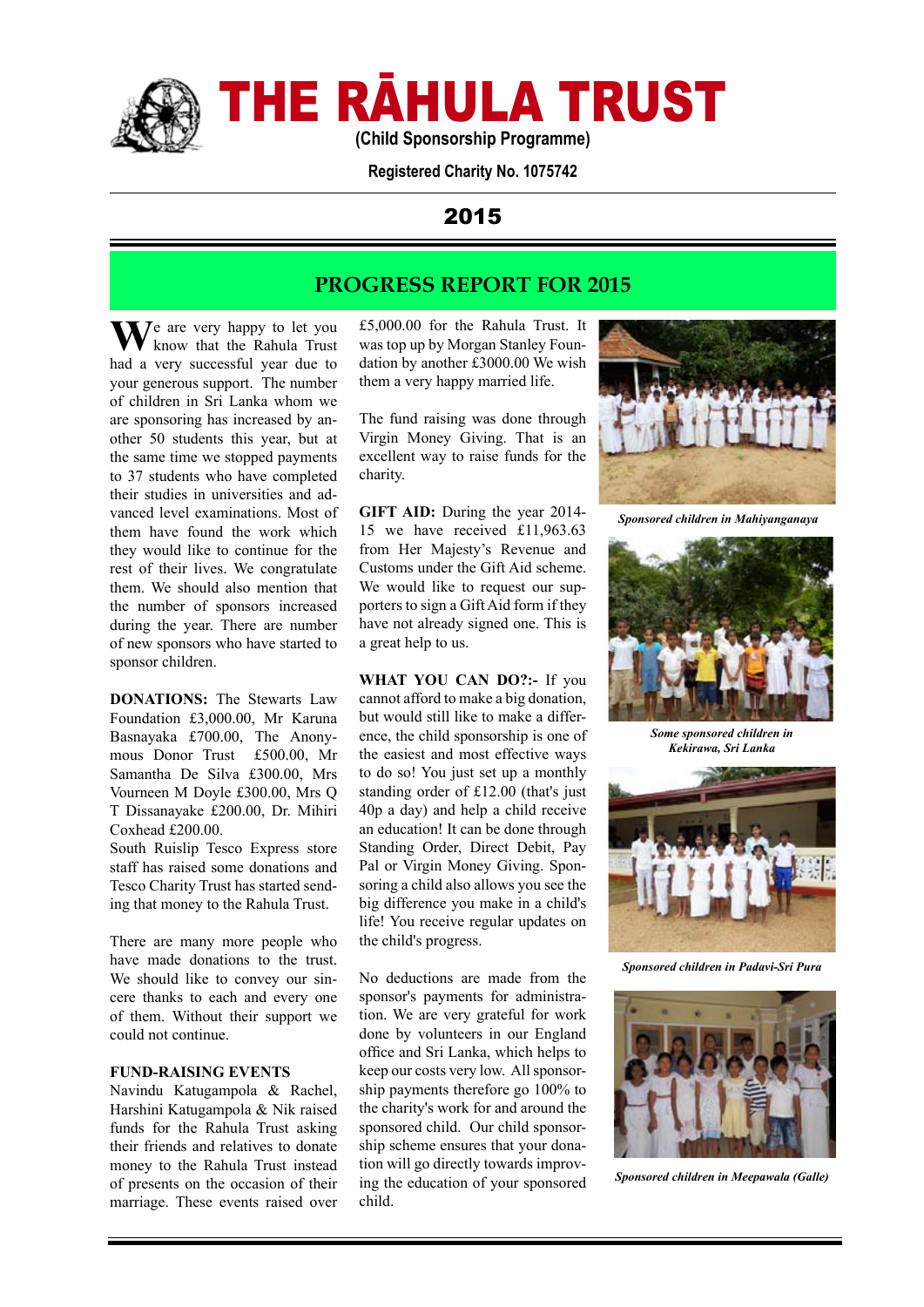# THE RĀHULA TRUST

**(Child Sponsorship Programme)**

**Registered Charity No. 1075742**

## 2015

## PROGRESS REPORT FOR 2015

We are very happy to let you know that the Rahula Trust had a very successful year due to your generous support. The number of children in Sri Lanka whom we are sponsoring has increased by another 50 students this year, but at the same time we stopped payments to 37 students who have completed their studies in universities and advanced level examinations. Most of them have found the work which they would like to continue for the rest of their lives. We congratulate them. We should also mention that the number of sponsors increased during the year. There are number of new sponsors who have started to sponsor children.

**DONATIONS:** The Stewarts Law Foundation £3,000.00, Mr Karuna Basnayaka £700.00, The Anonymous Donor Trust £500.00, Mr Samantha De Silva £300.00, Mrs Vourneen M Doyle £300.00, Mrs Q T Dissanayake £200.00, Dr. Mihiri Coxhead £200.00.
South Ruislip Tesco Express store staff has raised some donations and Tesco Charity Trust has started sending that money to the Rahula Trust.

There are many more people who have made donations to the trust. We should like to convey our sincere thanks to each and every one of them. Without their support we could not continue.

**FUND-RAISING EVENTS**
Navindu Katugampola & Rachel, Harshini Katugampola & Nik raised funds for the Rahula Trust asking their friends and relatives to donate money to the Rahula Trust instead of presents on the occasion of their marriage. These events raised over £5,000.00 for the Rahula Trust. It was top up by Morgan Stanley Foundation by another £3000.00 We wish them a very happy married life.

The fund raising was done through Virgin Money Giving. That is an excellent way to raise funds for the charity.

**GIFT AID:** During the year 2014-15 we have received £11,963.63 from Her Majesty's Revenue and Customs under the Gift Aid scheme. We would like to request our supporters to sign a Gift Aid form if they have not already signed one. This is a great help to us.

**WHAT YOU CAN DO?:-** If you cannot afford to make a big donation, but would still like to make a difference, the child sponsorship is one of the easiest and most effective ways to do so! You just set up a monthly standing order of £12.00 (that's just 40p a day) and help a child receive an education! It can be done through Standing Order, Direct Debit, Pay Pal or Virgin Money Giving. Sponsoring a child also allows you see the big difference you make in a child's life! You receive regular updates on the child's progress.

No deductions are made from the sponsor's payments for administration. We are very grateful for work done by volunteers in our England office and Sri Lanka, which helps to keep our costs very low. All sponsorship payments therefore go 100% to the charity's work for and around the sponsored child. Our child sponsorship scheme ensures that your donation will go directly towards improving the education of your sponsored child.

*Sponsored children in Mahiyanganaya*

*Some sponsored children in Kekirawa, Sri Lanka*

*Sponsored children in Padavi-Sri Pura*

*Sponsored children in Meepawala (Galle)*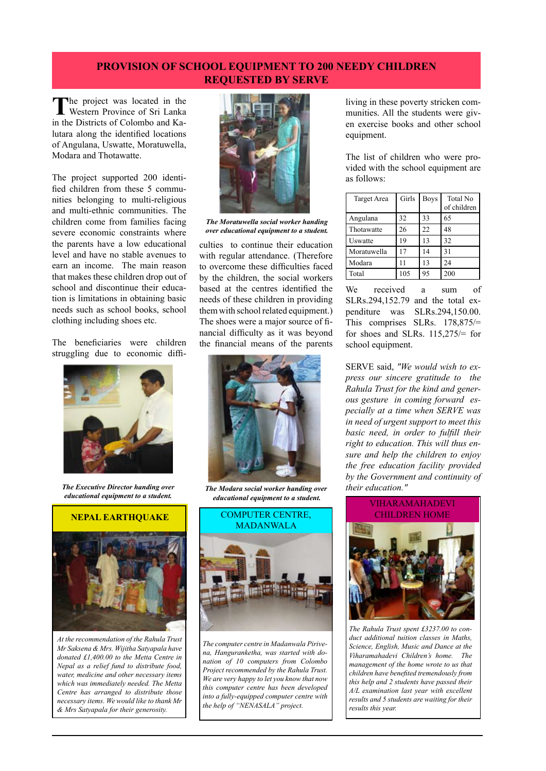## PROVISION OF SCHOOL EQUIPMENT TO 200 NEEDY CHILDREN REQUESTED BY SERVE

The project was located in the Western Province of Sri Lanka in the Districts of Colombo and Kalutara along the identified locations of Angulana, Uswatte, Moratuwella, Modara and Thotawatte.

The project supported 200 identified children from these 5 communities belonging to multi-religious and multi-ethnic communities. The children come from families facing severe economic constraints where the parents have a low educational level and have no stable avenues to earn an income. The main reason that makes these children drop out of school and discontinue their education is limitations in obtaining basic needs such as school books, school clothing including shoes etc.

The beneficiaries were children struggling due to economic difficulties to continue their education with regular attendance. (Therefore to overcome these difficulties faced by the children, the social workers based at the centres identified the needs of these children in providing them with school related equipment.) The shoes were a major source of financial difficulty as it was beyond the financial means of the parents living in these poverty stricken communities. All the students were given exercise books and other school equipment.

*The Moratuwella social worker handing over educational equipment to a student.*

*The Executive Director handing over educational equipment to a student.*

*The Modara social worker handing over educational equipment to a student.*

The list of children who were provided with the school equipment are as follows:

| Target Area | Girls | Boys | Total No of children |
|---|---|---|---|
| Angulana | 32 | 33 | 65 |
| Thotawatte | 26 | 22 | 48 |
| Uswatte | 19 | 13 | 32 |
| Moratuwella | 17 | 14 | 31 |
| Modara | 11 | 13 | 24 |
| Total | 105 | 95 | 200 |

We received a sum of SLRs.294,152.79 and the total expenditure was SLRs.294,150.00. This comprises SLRs. 178,875/= for shoes and SLRs. 115,275/= for school equipment.

SERVE said, *"We would wish to express our sincere gratitude to the Rahula Trust for the kind and generous gesture in coming forward especially at a time when SERVE was in need of urgent support to meet this basic need, in order to fulfill their right to education. This will thus ensure and help the children to enjoy the free education facility provided by the Government and continuity of their education."*

## NEPAL EARTHQUAKE

*At the recommendation of the Rahula Trust Mr Saksena & Mrs. Wijitha Satyapala have donated £1,400.00 to the Metta Centre in Nepal as a relief fund to distribute food, water, medicine and other necessary items which was immediately needed. The Metta Centre has arranged to distribute those necessary items. We would like to thank Mr & Mrs Satyapala for their generosity.*

## COMPUTER CENTRE, MADANWALA

*The computer centre in Madanwala Pirivena, Hangurankketha, was started with donation of 10 computers from Colombo Project recommended by the Rahula Trust. We are very happy to let you know that now this computer centre has been developed into a fully-equipped computer centre with the help of "NENASALA" project.*

## VIHARAMAHADEVI CHILDREN HOME

*The Rahula Trust spent £3237.00 to conduct additional tuition classes in Maths, Science, English, Music and Dance at the Viharamahadevi Children's home. The management of the home wrote to us that children have benefited tremendously from this help and 2 students have passed their A/L examination last year with excellent results and 5 students are waiting for their results this year.*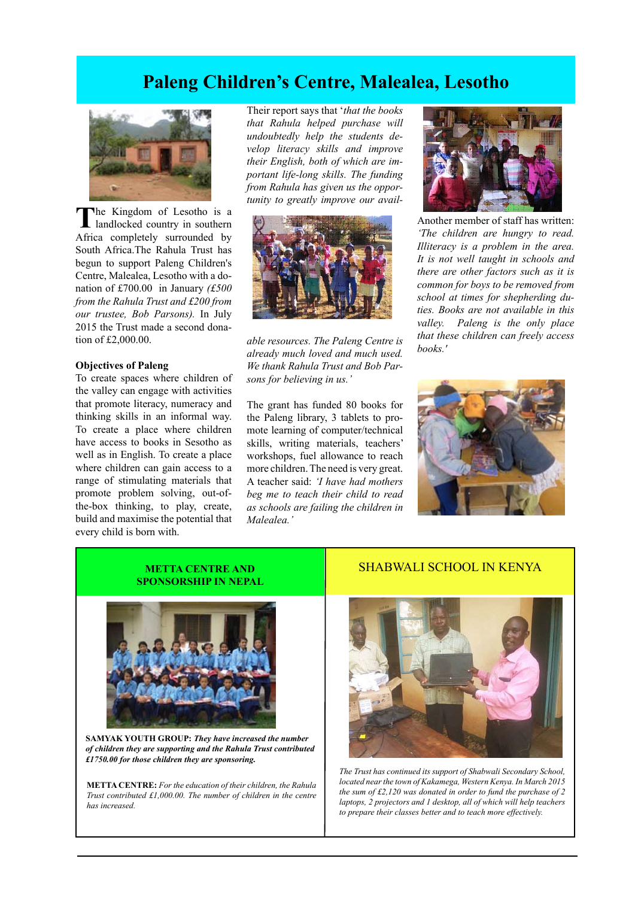# Paleng Children's Centre, Malealea, Lesotho

The Kingdom of Lesotho is a landlocked country in southern Africa completely surrounded by South Africa.The Rahula Trust has begun to support Paleng Children's Centre, Malealea, Lesotho with a donation of £700.00 in January *(£500 from the Rahula Trust and £200 from our trustee, Bob Parsons).* In July 2015 the Trust made a second donation of £2,000.00.

**Objectives of Paleng**

To create spaces where children of the valley can engage with activities that promote literacy, numeracy and thinking skills in an informal way. To create a place where children have access to books in Sesotho as well as in English. To create a place where children can gain access to a range of stimulating materials that promote problem solving, out-of-the-box thinking, to play, create, build and maximise the potential that every child is born with.

Their report says that '*that the books that Rahula helped purchase will undoubtedly help the students develop literacy skills and improve their English, both of which are important life-long skills. The funding from Rahula has given us the opportunity to greatly improve our available resources. The Paleng Centre is already much loved and much used. We thank Rahula Trust and Bob Parsons for believing in us.'*

The grant has funded 80 books for the Paleng library, 3 tablets to promote learning of computer/technical skills, writing materials, teachers' workshops, fuel allowance to reach more children. The need is very great. A teacher said: *'I have had mothers beg me to teach their child to read as schools are failing the children in Malealea.'*

Another member of staff has written: *'The children are hungry to read. Illiteracy is a problem in the area. It is not well taught in schools and there are other factors such as it is common for boys to be removed from school at times for shepherding duties. Books are not available in this valley. Paleng is the only place that these children can freely access books.'*

## METTA CENTRE AND SPONSORSHIP IN NEPAL

**SAMYAK YOUTH GROUP:** ***They have increased the number of children they are supporting and the Rahula Trust contributed £1750.00 for those children they are sponsoring.***

**METTA CENTRE:** *For the education of their children, the Rahula Trust contributed £1,000.00. The number of children in the centre has increased.*

## SHABWALI SCHOOL IN KENYA

*The Trust has continued its support of Shabwali Secondary School, located near the town of Kakamega, Western Kenya. In March 2015 the sum of £2,120 was donated in order to fund the purchase of 2 laptops, 2 projectors and 1 desktop, all of which will help teachers to prepare their classes better and to teach more effectively.*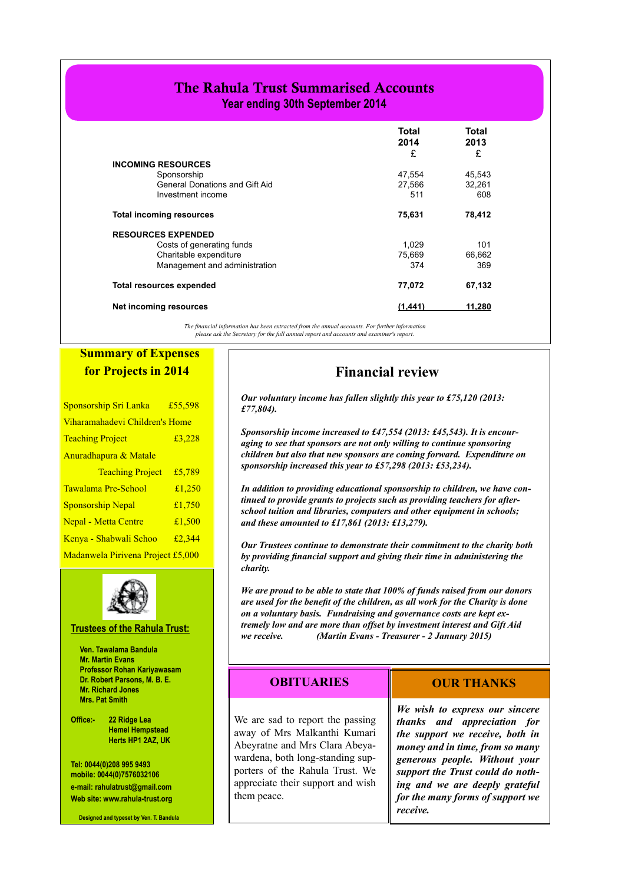# The Rahula Trust Summarised Accounts

## Year ending 30th September 2014

| | Total 2014 £ | Total 2013 £ |
|---|---|---|
| **INCOMING RESOURCES** | | |
| Sponsorship | 47,554 | 45,543 |
| General Donations and Gift Aid | 27,566 | 32,261 |
| Investment income | 511 | 608 |
| **Total incoming resources** | **75,631** | **78,412** |
| **RESOURCES EXPENDED** | | |
| Costs of generating funds | 1,029 | 101 |
| Charitable expenditure | 75,669 | 66,662 |
| Management and administration | 374 | 369 |
| **Total resources expended** | **77,072** | **67,132** |
| **Net incoming resources** | **(1,441)** | **11,280** |

*The financial information has been extracted from the annual accounts. For further information please ask the Secretary for the full annual report and accounts and examiner's report.*

## Summary of Expenses for Projects in 2014

| | |
|---|---|
| Sponsorship Sri Lanka | £55,598 |
| Viharamahadevi Children's Home Teaching Project | £3,228 |
| Anuradhapura & Matale Teaching Project | £5,789 |
| Tawalama Pre-School | £1,250 |
| Sponsorship Nepal | £1,750 |
| Nepal - Metta Centre | £1,500 |
| Kenya - Shabwali Schoo | £2,344 |
| Madanwela Pirivena Project | £5,000 |

**Trustees of the Rahula Trust:**

**Ven. Tawalama Bandula**
**Mr. Martin Evans**
**Professor Rohan Kariyawasam**
**Dr. Robert Parsons, M. B. E.**
**Mr. Richard Jones**
**Mrs. Pat Smith**

**Office:- 22 Ridge Lea**
**Hemel Hempstead**
**Herts HP1 2AZ, UK**

**Tel: 0044(0)208 995 9493**
**mobile: 0044(0)7576032106**
**e-mail: rahulatrust@gmail.com**
**Web site: www.rahula-trust.org**

**Designed and typeset by Ven. T. Bandula**

## Financial review

***Our voluntary income has fallen slightly this year to £75,120 (2013: £77,804).***

***Sponsorship income increased to £47,554 (2013: £45,543). It is encouraging to see that sponsors are not only willing to continue sponsoring children but also that new sponsors are coming forward. Expenditure on sponsorship increased this year to £57,298 (2013: £53,234).***

***In addition to providing educational sponsorship to children, we have continued to provide grants to projects such as providing teachers for after-school tuition and libraries, computers and other equipment in schools; and these amounted to £17,861 (2013: £13,279).***

***Our Trustees continue to demonstrate their commitment to the charity both by providing financial support and giving their time in administering the charity.***

***We are proud to be able to state that 100% of funds raised from our donors are used for the benefit of the children, as all work for the Charity is done on a voluntary basis. Fundraising and governance costs are kept extremely low and are more than offset by investment interest and Gift Aid we receive.*** ***(Martin Evans - Treasurer - 2 January 2015)***

## OBITUARIES

We are sad to report the passing away of Mrs Malkanthi Kumari Abeyratne and Mrs Clara Abeyawardena, both long-standing supporters of the Rahula Trust. We appreciate their support and wish them peace.

## OUR THANKS

***We wish to express our sincere thanks and appreciation for the support we receive, both in money and in time, from so many generous people. Without your support the Trust could do nothing and we are deeply grateful for the many forms of support we receive.***